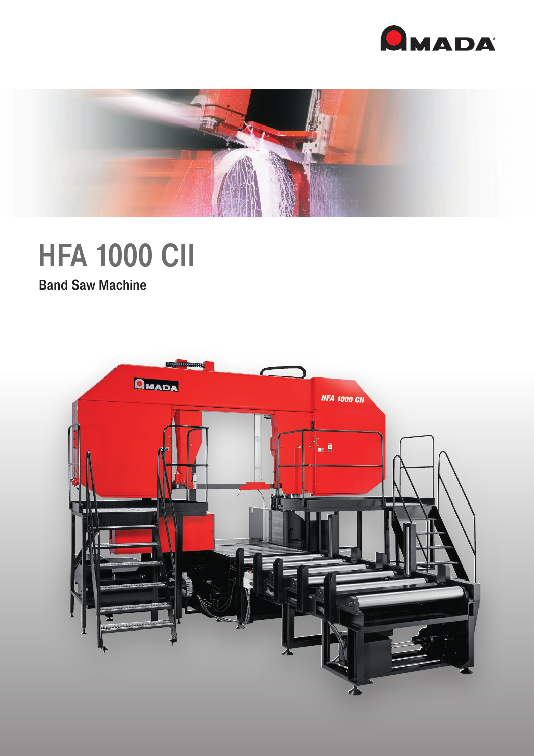# HFA 1000 CII

## Band Saw Machine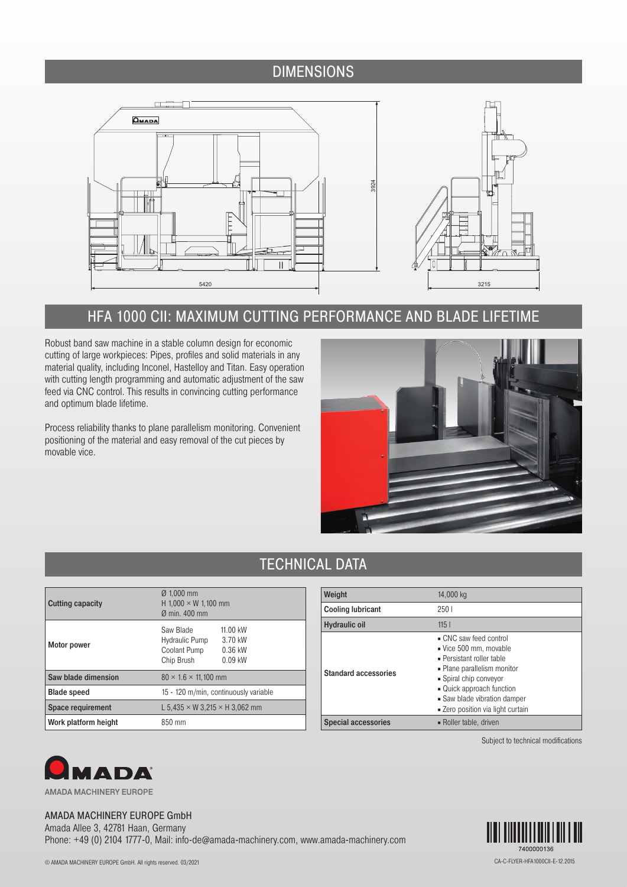## DIMENSIONS

3924

5420

3215

## HFA 1000 CII: MAXIMUM CUTTING PERFORMANCE AND BLADE LIFETIME

Robust band saw machine in a stable column design for economic cutting of large workpieces: Pipes, profiles and solid materials in any material quality, including Inconel, Hastelloy and Titan. Easy operation with cutting length programming and automatic adjustment of the saw feed via CNC control. This results in convincing cutting performance and optimum blade lifetime.

Process reliability thanks to plane parallelism monitoring. Convenient positioning of the material and easy removal of the cut pieces by movable vice.

## TECHNICAL DATA

| | |
|---|---|
| **Cutting capacity** | Ø 1,000 mm<br>H 1,000 × W 1,100 mm<br>Ø min. 400 mm |
| **Motor power** | Saw Blade 11.00 kW<br>Hydraulic Pump 3.70 kW<br>Coolant Pump 0.36 kW<br>Chip Brush 0.09 kW |
| **Saw blade dimension** | 80 × 1.6 × 11,100 mm |
| **Blade speed** | 15 - 120 m/min, continuously variable |
| **Space requirement** | L 5,435 × W 3,215 × H 3,062 mm |
| **Work platform height** | 850 mm |

| | |
|---|---|
| **Weight** | 14,000 kg |
| **Cooling lubricant** | 250 l |
| **Hydraulic oil** | 115 l |
| **Standard accessories** | ▪ CNC saw feed control<br>▪ Vice 500 mm, movable<br>▪ Persistant roller table<br>▪ Plane parallelism monitor<br>▪ Spiral chip conveyor<br>▪ Quick approach function<br>▪ Saw blade vibration damper<br>▪ Zero position via light curtain |
| **Special accessories** | ▪ Roller table, driven |

Subject to technical modifications

AMADA MACHINERY EUROPE

AMADA MACHINERY EUROPE GmbH
Amada Allee 3, 42781 Haan, Germany
Phone: +49 (0) 2104 1777-0, Mail: info-de@amada-machinery.com, www.amada-machinery.com

7400000136

© AMADA MACHINERY EUROPE GmbH. All rights reserved. 03/2021

CA-C-FLYER-HFA1000CII-E-12.2015